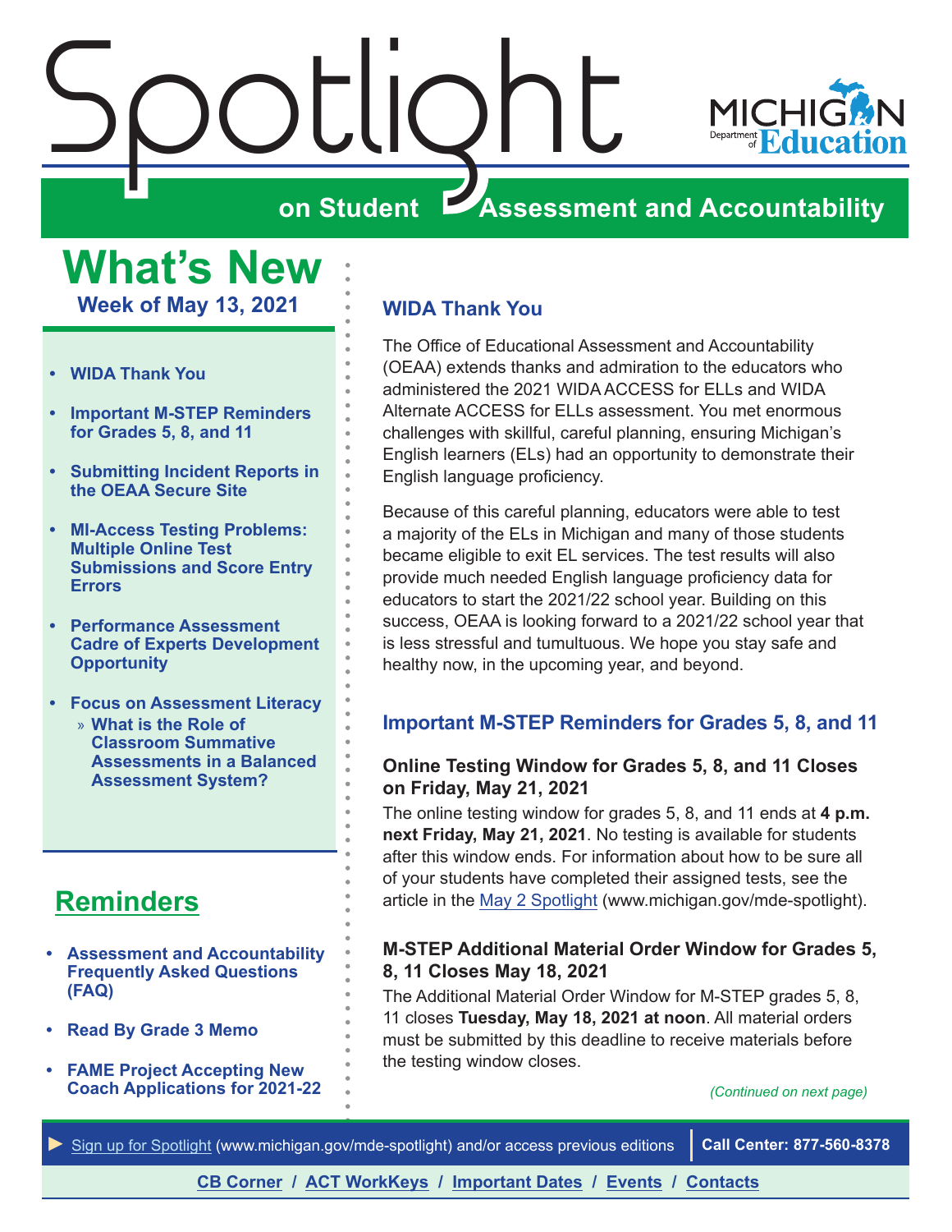# Spotlight on Student Assessment and Accountability

MICHIGAN Department of Education

## What's New

**Week of May 13, 2021**

- **WIDA Thank You**
- **Important M-STEP Reminders for Grades 5, 8, and 11**
- **Submitting Incident Reports in the OEAA Secure Site**
- **MI-Access Testing Problems: Multiple Online Test Submissions and Score Entry Errors**
- **Performance Assessment Cadre of Experts Development Opportunity**
- **Focus on Assessment Literacy**
  - **What is the Role of Classroom Summative Assessments in a Balanced Assessment System?**

## Reminders

- **Assessment and Accountability Frequently Asked Questions (FAQ)**
- **Read By Grade 3 Memo**
- **FAME Project Accepting New Coach Applications for 2021-22**

## WIDA Thank You

The Office of Educational Assessment and Accountability (OEAA) extends thanks and admiration to the educators who administered the 2021 WIDA ACCESS for ELLs and WIDA Alternate ACCESS for ELLs assessment. You met enormous challenges with skillful, careful planning, ensuring Michigan's English learners (ELs) had an opportunity to demonstrate their English language proficiency.

Because of this careful planning, educators were able to test a majority of the ELs in Michigan and many of those students became eligible to exit EL services. The test results will also provide much needed English language proficiency data for educators to start the 2021/22 school year. Building on this success, OEAA is looking forward to a 2021/22 school year that is less stressful and tumultuous. We hope you stay safe and healthy now, in the upcoming year, and beyond.

## Important M-STEP Reminders for Grades 5, 8, and 11

### Online Testing Window for Grades 5, 8, and 11 Closes on Friday, May 21, 2021

The online testing window for grades 5, 8, and 11 ends at **4 p.m. next Friday, May 21, 2021**. No testing is available for students after this window ends. For information about how to be sure all of your students have completed their assigned tests, see the article in the May 2 Spotlight (www.michigan.gov/mde-spotlight).

### M-STEP Additional Material Order Window for Grades 5, 8, 11 Closes May 18, 2021

The Additional Material Order Window for M-STEP grades 5, 8, 11 closes **Tuesday, May 18, 2021 at noon**. All material orders must be submitted by this deadline to receive materials before the testing window closes.

*(Continued on next page)*

► Sign up for Spotlight (www.michigan.gov/mde-spotlight) and/or access previous editions | **Call Center: 877-560-8378**

**CB Corner / ACT WorkKeys / Important Dates / Events / Contacts**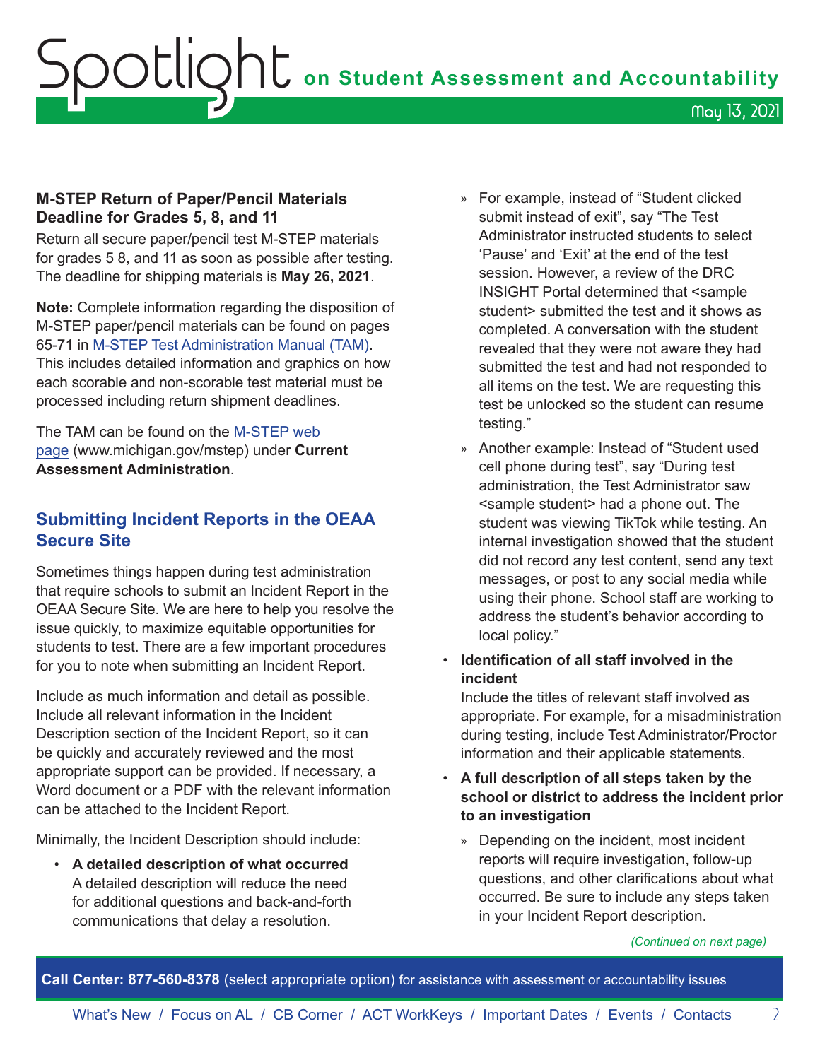### M-STEP Return of Paper/Pencil Materials Deadline for Grades 5, 8, and 11

Return all secure paper/pencil test M-STEP materials for grades 5 8, and 11 as soon as possible after testing. The deadline for shipping materials is **May 26, 2021**.

**Note:** Complete information regarding the disposition of M-STEP paper/pencil materials can be found on pages 65-71 in M-STEP Test Administration Manual (TAM). This includes detailed information and graphics on how each scorable and non-scorable test material must be processed including return shipment deadlines.

The TAM can be found on the M-STEP web page (www.michigan.gov/mstep) under **Current Assessment Administration**.

## Submitting Incident Reports in the OEAA Secure Site

Sometimes things happen during test administration that require schools to submit an Incident Report in the OEAA Secure Site. We are here to help you resolve the issue quickly, to maximize equitable opportunities for students to test. There are a few important procedures for you to note when submitting an Incident Report.

Include as much information and detail as possible. Include all relevant information in the Incident Description section of the Incident Report, so it can be quickly and accurately reviewed and the most appropriate support can be provided. If necessary, a Word document or a PDF with the relevant information can be attached to the Incident Report.

Minimally, the Incident Description should include:

- **A detailed description of what occurred**
  A detailed description will reduce the need for additional questions and back-and-forth communications that delay a resolution.
  - For example, instead of "Student clicked submit instead of exit", say "The Test Administrator instructed students to select 'Pause' and 'Exit' at the end of the test session. However, a review of the DRC INSIGHT Portal determined that <sample student> submitted the test and it shows as completed. A conversation with the student revealed that they were not aware they had submitted the test and had not responded to all items on the test. We are requesting this test be unlocked so the student can resume testing."
  - Another example: Instead of "Student used cell phone during test", say "During test administration, the Test Administrator saw <sample student> had a phone out. The student was viewing TikTok while testing. An internal investigation showed that the student did not record any test content, send any text messages, or post to any social media while using their phone. School staff are working to address the student's behavior according to local policy."
- **Identification of all staff involved in the incident**
  Include the titles of relevant staff involved as appropriate. For example, for a misadministration during testing, include Test Administrator/Proctor information and their applicable statements.
- **A full description of all steps taken by the school or district to address the incident prior to an investigation**
  - Depending on the incident, most incident reports will require investigation, follow-up questions, and other clarifications about what occurred. Be sure to include any steps taken in your Incident Report description.

*(Continued on next page)*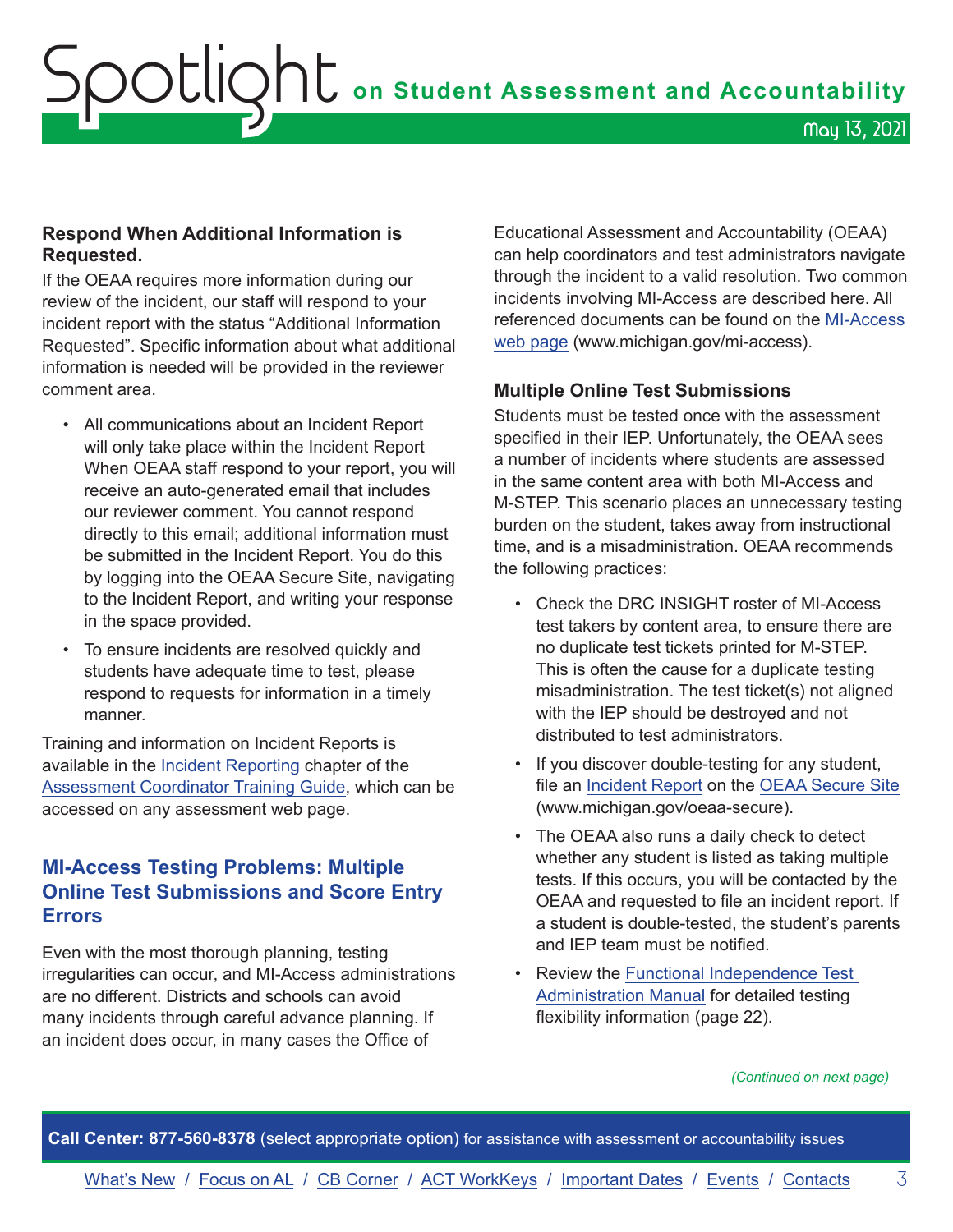**Respond When Additional Information is Requested.**

If the OEAA requires more information during our review of the incident, our staff will respond to your incident report with the status "Additional Information Requested". Specific information about what additional information is needed will be provided in the reviewer comment area.

- All communications about an Incident Report will only take place within the Incident Report When OEAA staff respond to your report, you will receive an auto-generated email that includes our reviewer comment. You cannot respond directly to this email; additional information must be submitted in the Incident Report. You do this by logging into the OEAA Secure Site, navigating to the Incident Report, and writing your response in the space provided.
- To ensure incidents are resolved quickly and students have adequate time to test, please respond to requests for information in a timely manner.

Training and information on Incident Reports is available in the Incident Reporting chapter of the Assessment Coordinator Training Guide, which can be accessed on any assessment web page.

## MI-Access Testing Problems: Multiple Online Test Submissions and Score Entry Errors

Even with the most thorough planning, testing irregularities can occur, and MI-Access administrations are no different. Districts and schools can avoid many incidents through careful advance planning. If an incident does occur, in many cases the Office of Educational Assessment and Accountability (OEAA) can help coordinators and test administrators navigate through the incident to a valid resolution. Two common incidents involving MI-Access are described here. All referenced documents can be found on the MI-Access web page (www.michigan.gov/mi-access).

### Multiple Online Test Submissions

Students must be tested once with the assessment specified in their IEP. Unfortunately, the OEAA sees a number of incidents where students are assessed in the same content area with both MI-Access and M-STEP. This scenario places an unnecessary testing burden on the student, takes away from instructional time, and is a misadministration. OEAA recommends the following practices:

- Check the DRC INSIGHT roster of MI-Access test takers by content area, to ensure there are no duplicate test tickets printed for M-STEP. This is often the cause for a duplicate testing misadministration. The test ticket(s) not aligned with the IEP should be destroyed and not distributed to test administrators.
- If you discover double-testing for any student, file an Incident Report on the OEAA Secure Site (www.michigan.gov/oeaa-secure).
- The OEAA also runs a daily check to detect whether any student is listed as taking multiple tests. If this occurs, you will be contacted by the OEAA and requested to file an incident report. If a student is double-tested, the student's parents and IEP team must be notified.
- Review the Functional Independence Test Administration Manual for detailed testing flexibility information (page 22).

*(Continued on next page)*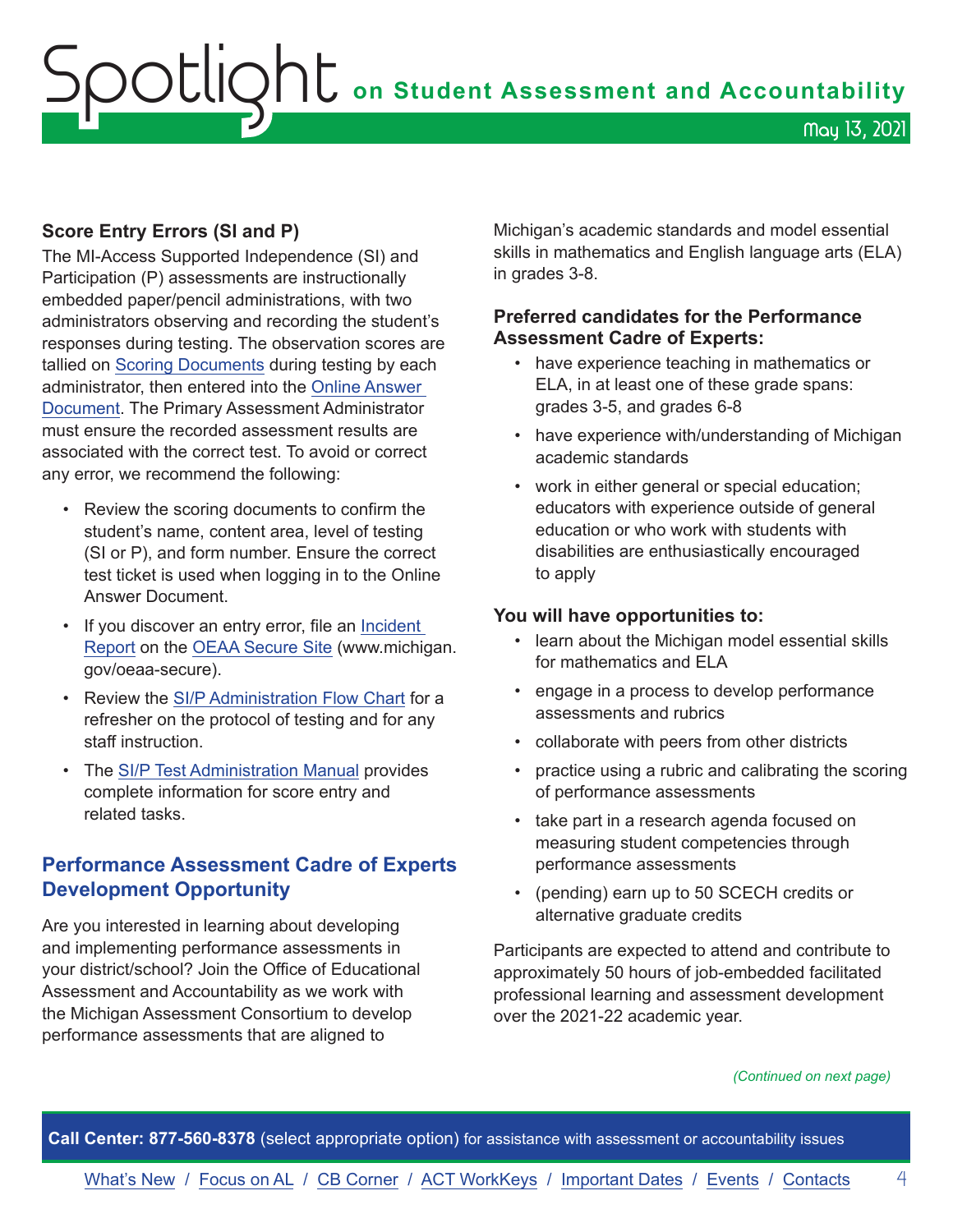### Score Entry Errors (SI and P)

The MI-Access Supported Independence (SI) and Participation (P) assessments are instructionally embedded paper/pencil administrations, with two administrators observing and recording the student's responses during testing. The observation scores are tallied on Scoring Documents during testing by each administrator, then entered into the Online Answer Document. The Primary Assessment Administrator must ensure the recorded assessment results are associated with the correct test. To avoid or correct any error, we recommend the following:

- Review the scoring documents to confirm the student's name, content area, level of testing (SI or P), and form number. Ensure the correct test ticket is used when logging in to the Online Answer Document.
- If you discover an entry error, file an Incident Report on the OEAA Secure Site (www.michigan.gov/oeaa-secure).
- Review the SI/P Administration Flow Chart for a refresher on the protocol of testing and for any staff instruction.
- The SI/P Test Administration Manual provides complete information for score entry and related tasks.

## Performance Assessment Cadre of Experts Development Opportunity

Are you interested in learning about developing and implementing performance assessments in your district/school? Join the Office of Educational Assessment and Accountability as we work with the Michigan Assessment Consortium to develop performance assessments that are aligned to Michigan's academic standards and model essential skills in mathematics and English language arts (ELA) in grades 3-8.

**Preferred candidates for the Performance Assessment Cadre of Experts:**

- have experience teaching in mathematics or ELA, in at least one of these grade spans: grades 3-5, and grades 6-8
- have experience with/understanding of Michigan academic standards
- work in either general or special education; educators with experience outside of general education or who work with students with disabilities are enthusiastically encouraged to apply

**You will have opportunities to:**

- learn about the Michigan model essential skills for mathematics and ELA
- engage in a process to develop performance assessments and rubrics
- collaborate with peers from other districts
- practice using a rubric and calibrating the scoring of performance assessments
- take part in a research agenda focused on measuring student competencies through performance assessments
- (pending) earn up to 50 SCECH credits or alternative graduate credits

Participants are expected to attend and contribute to approximately 50 hours of job-embedded facilitated professional learning and assessment development over the 2021-22 academic year.

*(Continued on next page)*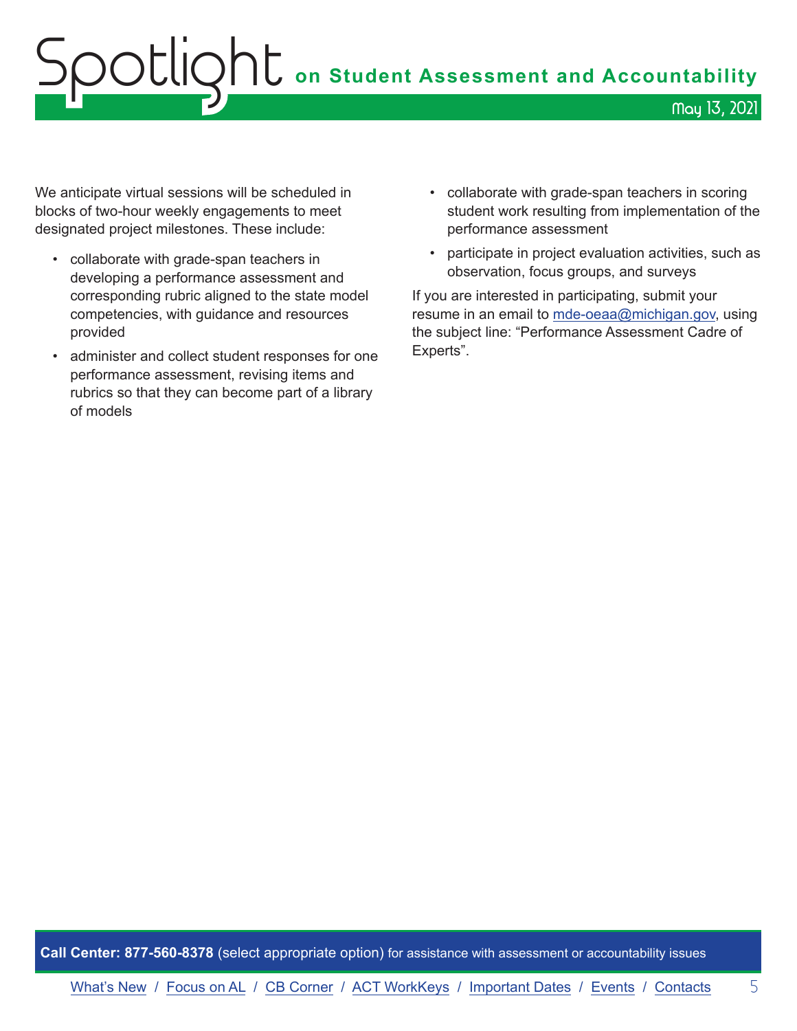We anticipate virtual sessions will be scheduled in blocks of two-hour weekly engagements to meet designated project milestones. These include:

- collaborate with grade-span teachers in developing a performance assessment and corresponding rubric aligned to the state model competencies, with guidance and resources provided
- administer and collect student responses for one performance assessment, revising items and rubrics so that they can become part of a library of models
- collaborate with grade-span teachers in scoring student work resulting from implementation of the performance assessment
- participate in project evaluation activities, such as observation, focus groups, and surveys

If you are interested in participating, submit your resume in an email to mde-oeaa@michigan.gov, using the subject line: "Performance Assessment Cadre of Experts".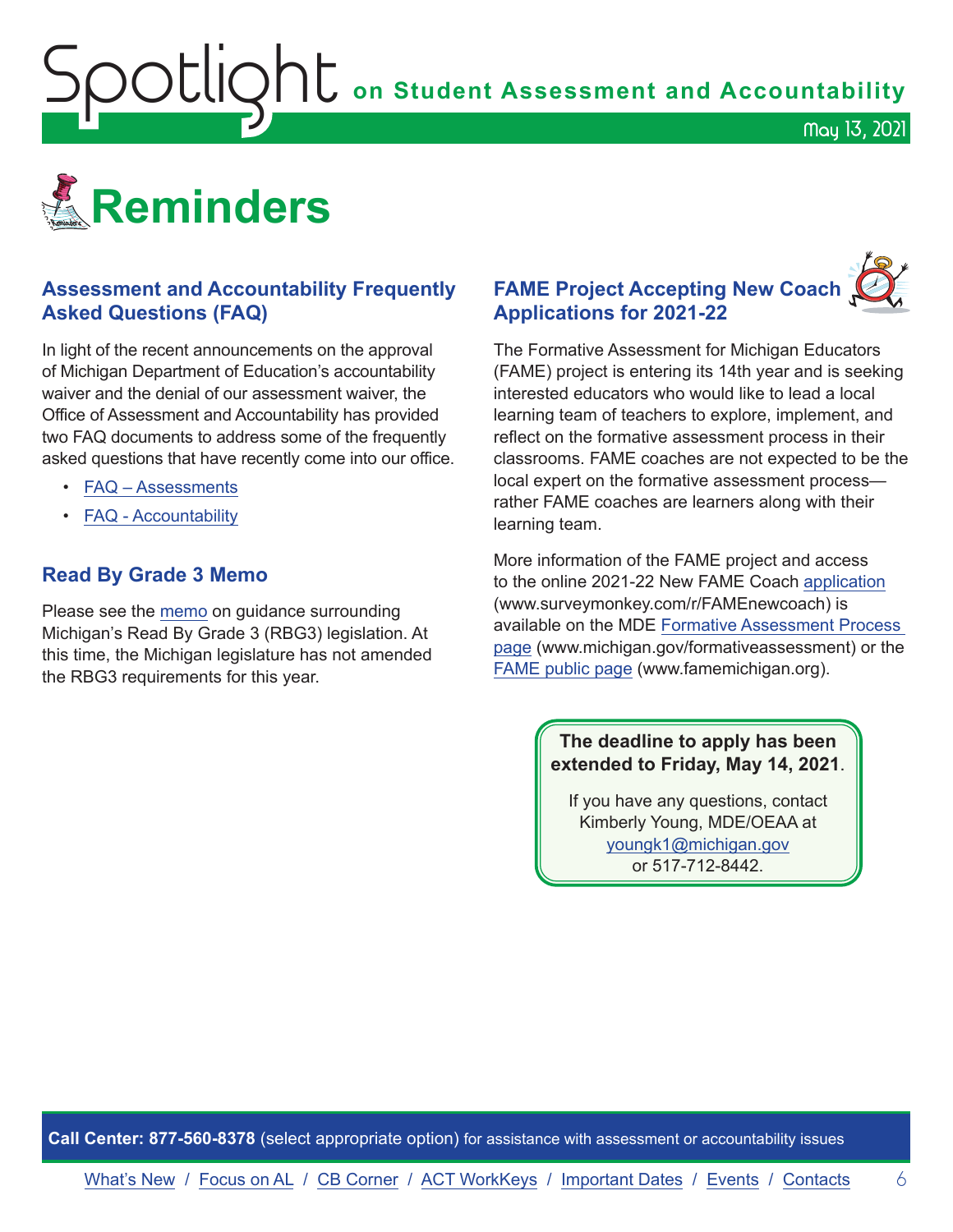# Reminders

## Assessment and Accountability Frequently Asked Questions (FAQ)

In light of the recent announcements on the approval of Michigan Department of Education's accountability waiver and the denial of our assessment waiver, the Office of Assessment and Accountability has provided two FAQ documents to address some of the frequently asked questions that have recently come into our office.

- FAQ – Assessments
- FAQ - Accountability

## Read By Grade 3 Memo

Please see the memo on guidance surrounding Michigan's Read By Grade 3 (RBG3) legislation. At this time, the Michigan legislature has not amended the RBG3 requirements for this year.

## FAME Project Accepting New Coach Applications for 2021-22

The Formative Assessment for Michigan Educators (FAME) project is entering its 14th year and is seeking interested educators who would like to lead a local learning team of teachers to explore, implement, and reflect on the formative assessment process in their classrooms. FAME coaches are not expected to be the local expert on the formative assessment process—rather FAME coaches are learners along with their learning team.

More information of the FAME project and access to the online 2021-22 New FAME Coach application (www.surveymonkey.com/r/FAMEnewcoach) is available on the MDE Formative Assessment Process page (www.michigan.gov/formativeassessment) or the FAME public page (www.famemichigan.org).

**The deadline to apply has been extended to Friday, May 14, 2021**.

If you have any questions, contact Kimberly Young, MDE/OEAA at youngk1@michigan.gov or 517-712-8442.

**Call Center: 877-560-8378** (select appropriate option) for assistance with assessment or accountability issues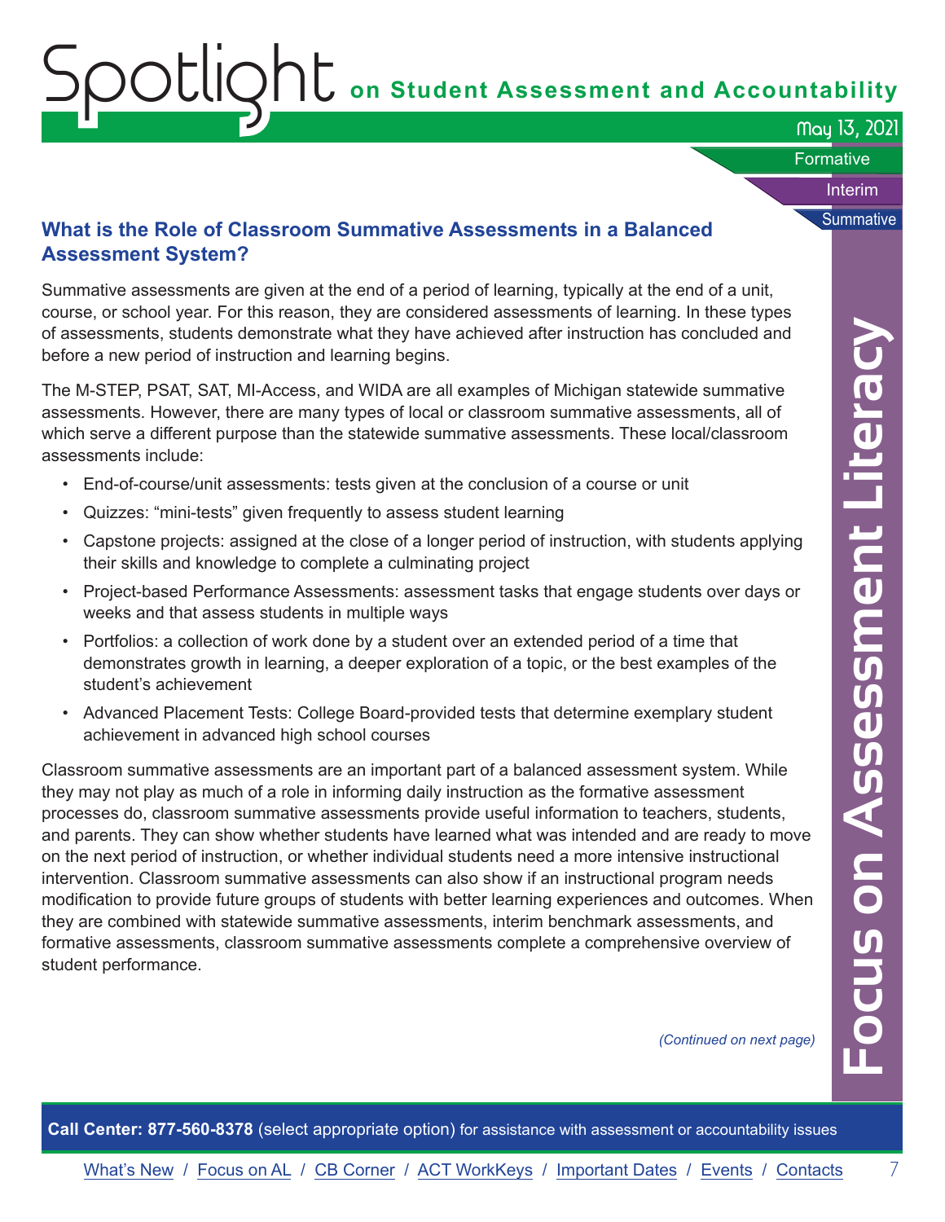## What is the Role of Classroom Summative Assessments in a Balanced Assessment System?

Summative assessments are given at the end of a period of learning, typically at the end of a unit, course, or school year. For this reason, they are considered assessments of learning. In these types of assessments, students demonstrate what they have achieved after instruction has concluded and before a new period of instruction and learning begins.

The M-STEP, PSAT, SAT, MI-Access, and WIDA are all examples of Michigan statewide summative assessments. However, there are many types of local or classroom summative assessments, all of which serve a different purpose than the statewide summative assessments. These local/classroom assessments include:

- End-of-course/unit assessments: tests given at the conclusion of a course or unit
- Quizzes: "mini-tests" given frequently to assess student learning
- Capstone projects: assigned at the close of a longer period of instruction, with students applying their skills and knowledge to complete a culminating project
- Project-based Performance Assessments: assessment tasks that engage students over days or weeks and that assess students in multiple ways
- Portfolios: a collection of work done by a student over an extended period of a time that demonstrates growth in learning, a deeper exploration of a topic, or the best examples of the student's achievement
- Advanced Placement Tests: College Board-provided tests that determine exemplary student achievement in advanced high school courses

Classroom summative assessments are an important part of a balanced assessment system. While they may not play as much of a role in informing daily instruction as the formative assessment processes do, classroom summative assessments provide useful information to teachers, students, and parents. They can show whether students have learned what was intended and are ready to move on the next period of instruction, or whether individual students need a more intensive instructional intervention. Classroom summative assessments can also show if an instructional program needs modification to provide future groups of students with better learning experiences and outcomes. When they are combined with statewide summative assessments, interim benchmark assessments, and formative assessments, classroom summative assessments complete a comprehensive overview of student performance.

*(Continued on next page)*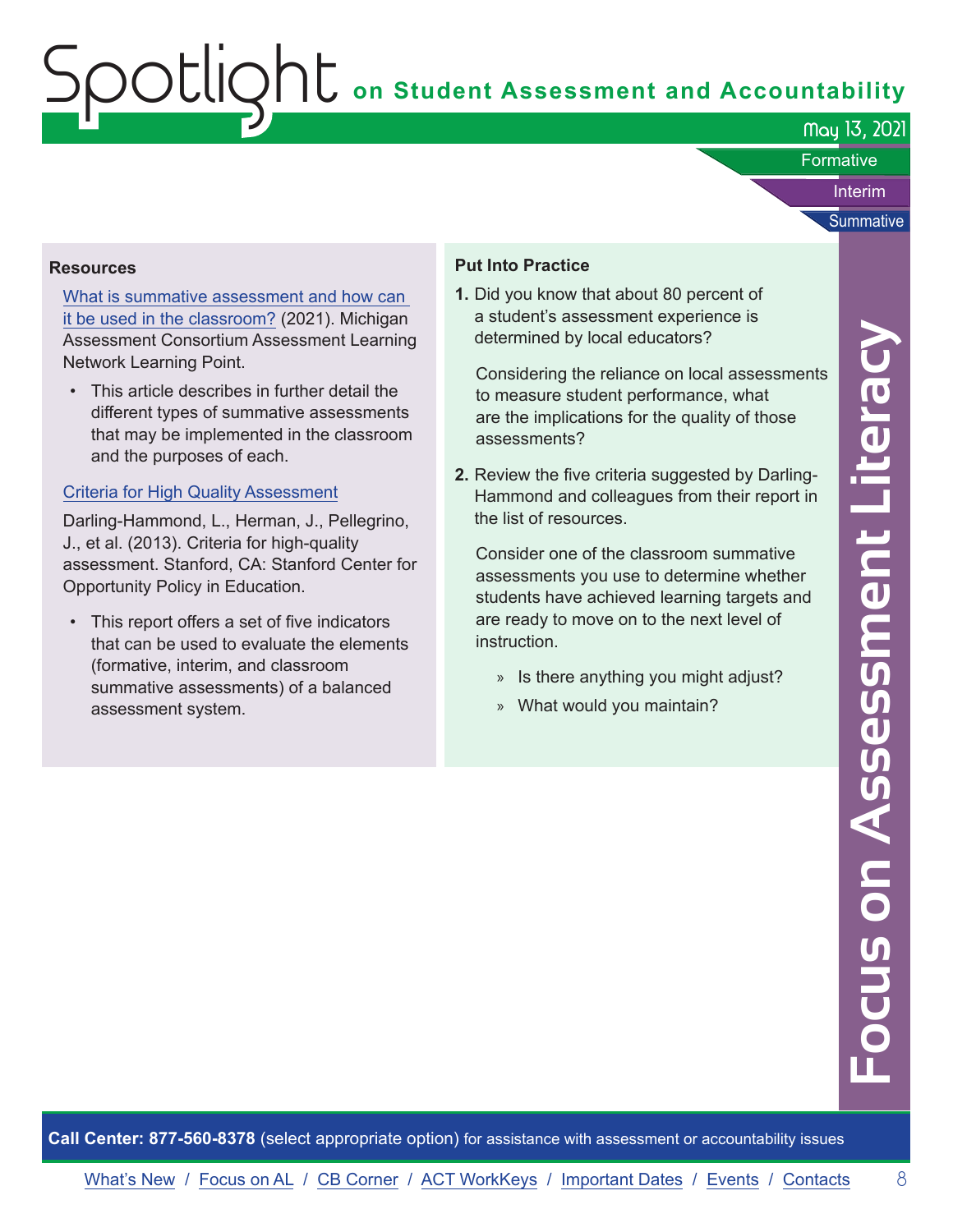## Resources

[What is summative assessment and how can it be used in the classroom?](#) (2021). Michigan Assessment Consortium Assessment Learning Network Learning Point.

- This article describes in further detail the different types of summative assessments that may be implemented in the classroom and the purposes of each.

[Criteria for High Quality Assessment](#)

Darling-Hammond, L., Herman, J., Pellegrino, J., et al. (2013). Criteria for high-quality assessment. Stanford, CA: Stanford Center for Opportunity Policy in Education.

- This report offers a set of five indicators that can be used to evaluate the elements (formative, interim, and classroom summative assessments) of a balanced assessment system.

## Put Into Practice

1. Did you know that about 80 percent of a student's assessment experience is determined by local educators?

   Considering the reliance on local assessments to measure student performance, what are the implications for the quality of those assessments?

2. Review the five criteria suggested by Darling-Hammond and colleagues from their report in the list of resources.

   Consider one of the classroom summative assessments you use to determine whether students have achieved learning targets and are ready to move on to the next level of instruction.

   - Is there anything you might adjust?
   - What would you maintain?

**Call Center: 877-560-8378** (select appropriate option) for assistance with assessment or accountability issues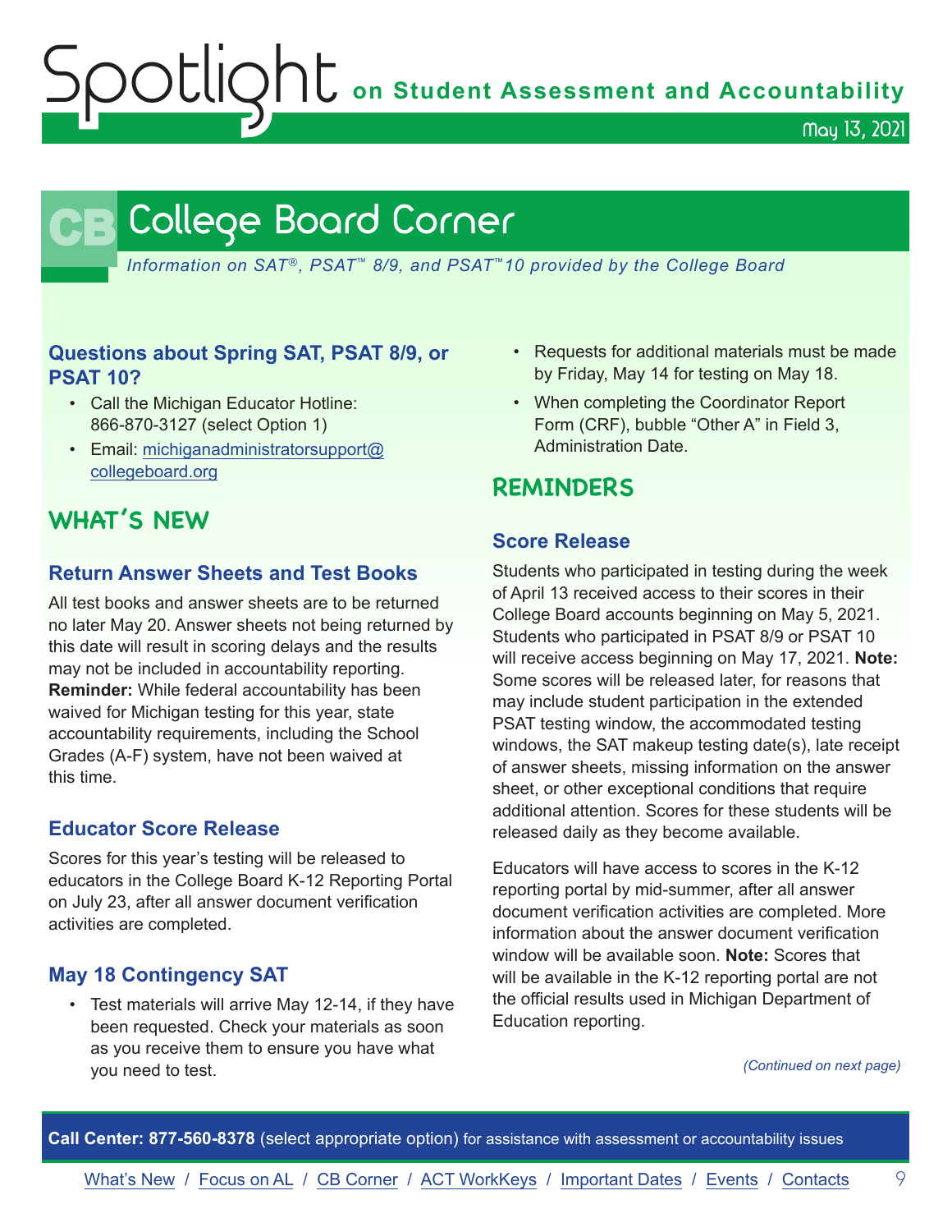# College Board Corner

*Information on SAT®, PSAT™ 8/9, and PSAT™10 provided by the College Board*

### Questions about Spring SAT, PSAT 8/9, or PSAT 10?

- Call the Michigan Educator Hotline: 866-870-3127 (select Option 1)
- Email: michiganadministratorsupport@collegeboard.org

## WHAT'S NEW

### Return Answer Sheets and Test Books

All test books and answer sheets are to be returned no later May 20. Answer sheets not being returned by this date will result in scoring delays and the results may not be included in accountability reporting. **Reminder:** While federal accountability has been waived for Michigan testing for this year, state accountability requirements, including the School Grades (A-F) system, have not been waived at this time.

### Educator Score Release

Scores for this year's testing will be released to educators in the College Board K-12 Reporting Portal on July 23, after all answer document verification activities are completed.

### May 18 Contingency SAT

- Test materials will arrive May 12-14, if they have been requested. Check your materials as soon as you receive them to ensure you have what you need to test.
- Requests for additional materials must be made by Friday, May 14 for testing on May 18.
- When completing the Coordinator Report Form (CRF), bubble "Other A" in Field 3, Administration Date.

## REMINDERS

### Score Release

Students who participated in testing during the week of April 13 received access to their scores in their College Board accounts beginning on May 5, 2021. Students who participated in PSAT 8/9 or PSAT 10 will receive access beginning on May 17, 2021. **Note:** Some scores will be released later, for reasons that may include student participation in the extended PSAT testing window, the accommodated testing windows, the SAT makeup testing date(s), late receipt of answer sheets, missing information on the answer sheet, or other exceptional conditions that require additional attention. Scores for these students will be released daily as they become available.

Educators will have access to scores in the K-12 reporting portal by mid-summer, after all answer document verification activities are completed. More information about the answer document verification window will be available soon. **Note:** Scores that will be available in the K-12 reporting portal are not the official results used in Michigan Department of Education reporting.

*(Continued on next page)*

**Call Center: 877-560-8378** (select appropriate option) for assistance with assessment or accountability issues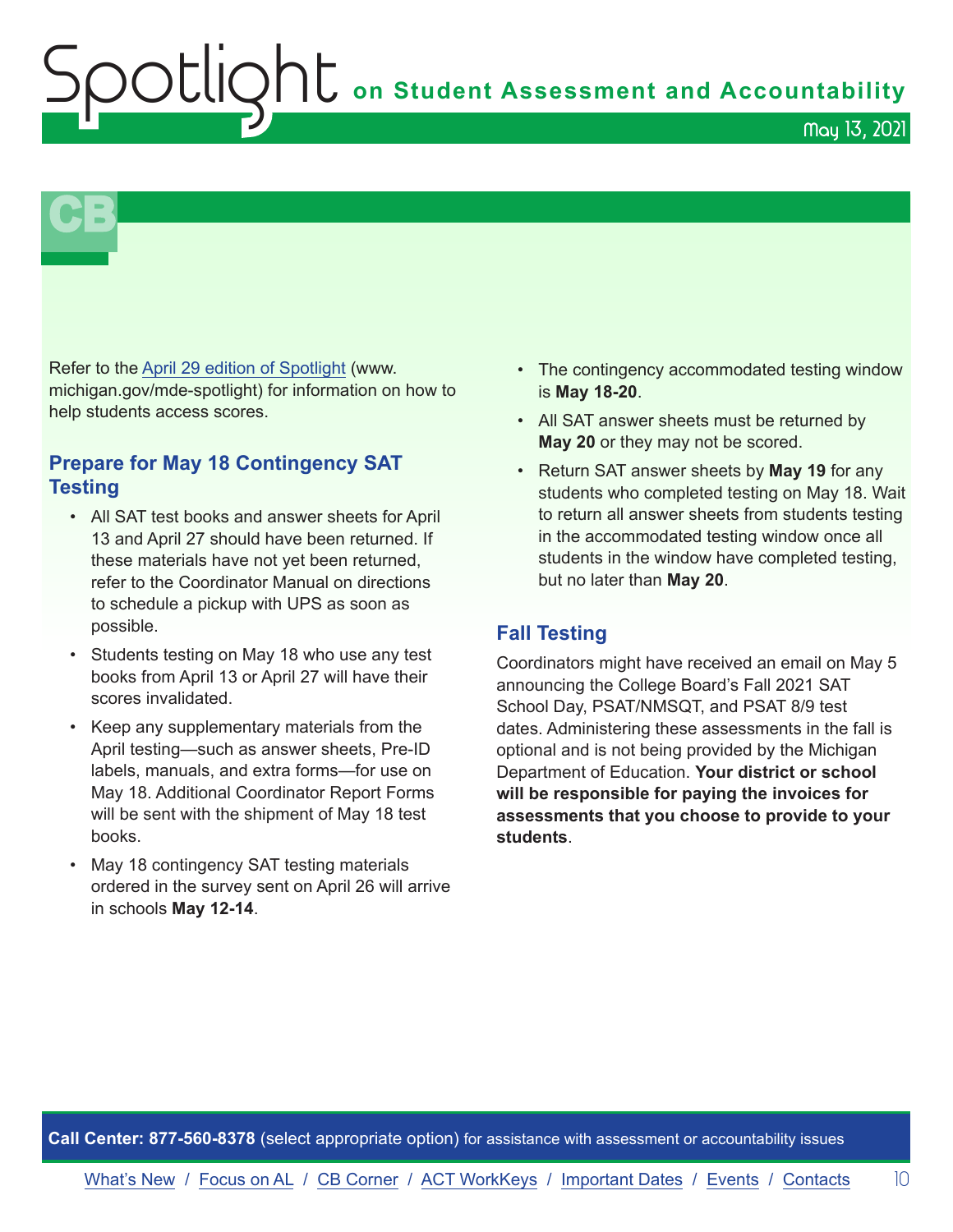Refer to the [April 29 edition of Spotlight](www.michigan.gov/mde-spotlight) (www.michigan.gov/mde-spotlight) for information on how to help students access scores.

## Prepare for May 18 Contingency SAT Testing

- All SAT test books and answer sheets for April 13 and April 27 should have been returned. If these materials have not yet been returned, refer to the Coordinator Manual on directions to schedule a pickup with UPS as soon as possible.
- Students testing on May 18 who use any test books from April 13 or April 27 will have their scores invalidated.
- Keep any supplementary materials from the April testing—such as answer sheets, Pre-ID labels, manuals, and extra forms—for use on May 18. Additional Coordinator Report Forms will be sent with the shipment of May 18 test books.
- May 18 contingency SAT testing materials ordered in the survey sent on April 26 will arrive in schools **May 12-14**.
- The contingency accommodated testing window is **May 18-20**.
- All SAT answer sheets must be returned by **May 20** or they may not be scored.
- Return SAT answer sheets by **May 19** for any students who completed testing on May 18. Wait to return all answer sheets from students testing in the accommodated testing window once all students in the window have completed testing, but no later than **May 20**.

## Fall Testing

Coordinators might have received an email on May 5 announcing the College Board's Fall 2021 SAT School Day, PSAT/NMSQT, and PSAT 8/9 test dates. Administering these assessments in the fall is optional and is not being provided by the Michigan Department of Education. **Your district or school will be responsible for paying the invoices for assessments that you choose to provide to your students**.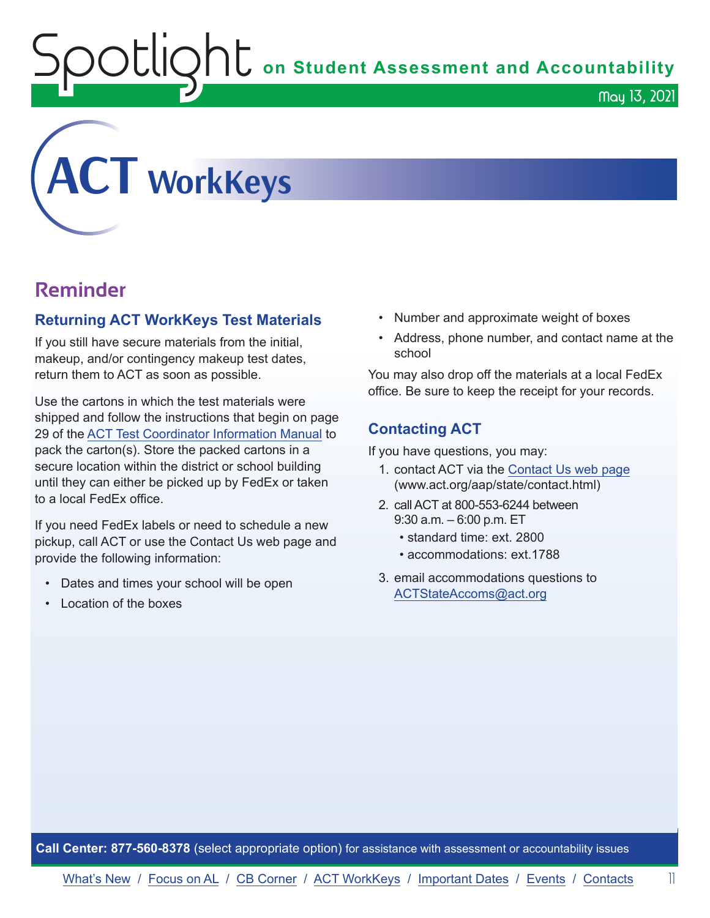# ACT WorkKeys

## Reminder

### Returning ACT WorkKeys Test Materials

If you still have secure materials from the initial, makeup, and/or contingency makeup test dates, return them to ACT as soon as possible.

Use the cartons in which the test materials were shipped and follow the instructions that begin on page 29 of the ACT Test Coordinator Information Manual to pack the carton(s). Store the packed cartons in a secure location within the district or school building until they can either be picked up by FedEx or taken to a local FedEx office.

If you need FedEx labels or need to schedule a new pickup, call ACT or use the Contact Us web page and provide the following information:

- Dates and times your school will be open
- Location of the boxes
- Number and approximate weight of boxes
- Address, phone number, and contact name at the school

You may also drop off the materials at a local FedEx office. Be sure to keep the receipt for your records.

### Contacting ACT

If you have questions, you may:

1. contact ACT via the Contact Us web page (www.act.org/aap/state/contact.html)
2. call ACT at 800-553-6244 between 9:30 a.m. – 6:00 p.m. ET
   - standard time: ext. 2800
   - accommodations: ext.1788
3. email accommodations questions to ACTStateAccoms@act.org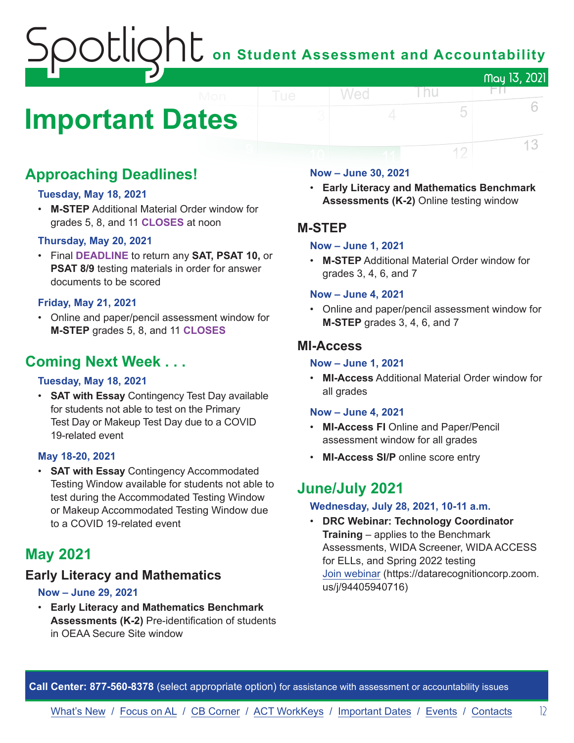# Important Dates

## Approaching Deadlines!

### Tuesday, May 18, 2021

- **M-STEP** Additional Material Order window for grades 5, 8, and 11 **CLOSES** at noon

### Thursday, May 20, 2021

- Final **DEADLINE** to return any **SAT, PSAT 10,** or **PSAT 8/9** testing materials in order for answer documents to be scored

### Friday, May 21, 2021

- Online and paper/pencil assessment window for **M-STEP** grades 5, 8, and 11 **CLOSES**

## Coming Next Week . . .

### Tuesday, May 18, 2021

- **SAT with Essay** Contingency Test Day available for students not able to test on the Primary Test Day or Makeup Test Day due to a COVID 19-related event

### May 18-20, 2021

- **SAT with Essay** Contingency Accommodated Testing Window available for students not able to test during the Accommodated Testing Window or Makeup Accommodated Testing Window due to a COVID 19-related event

## May 2021

### Early Literacy and Mathematics

#### Now – June 29, 2021

- **Early Literacy and Mathematics Benchmark Assessments (K-2)** Pre-identification of students in OEAA Secure Site window

#### Now – June 30, 2021

- **Early Literacy and Mathematics Benchmark Assessments (K-2)** Online testing window

### M-STEP

#### Now – June 1, 2021

- **M-STEP** Additional Material Order window for grades 3, 4, 6, and 7

#### Now – June 4, 2021

- Online and paper/pencil assessment window for **M-STEP** grades 3, 4, 6, and 7

### MI-Access

#### Now – June 1, 2021

- **MI-Access** Additional Material Order window for all grades

#### Now – June 4, 2021

- **MI-Access FI** Online and Paper/Pencil assessment window for all grades
- **MI-Access SI/P** online score entry

## June/July 2021

### Wednesday, July 28, 2021, 10-11 a.m.

- **DRC Webinar: Technology Coordinator Training** – applies to the Benchmark Assessments, WIDA Screener, WIDA ACCESS for ELLs, and Spring 2022 testing
  Join webinar (https://datarecognitioncorp.zoom.us/j/94405940716)

**Call Center: 877-560-8378** (select appropriate option) for assistance with assessment or accountability issues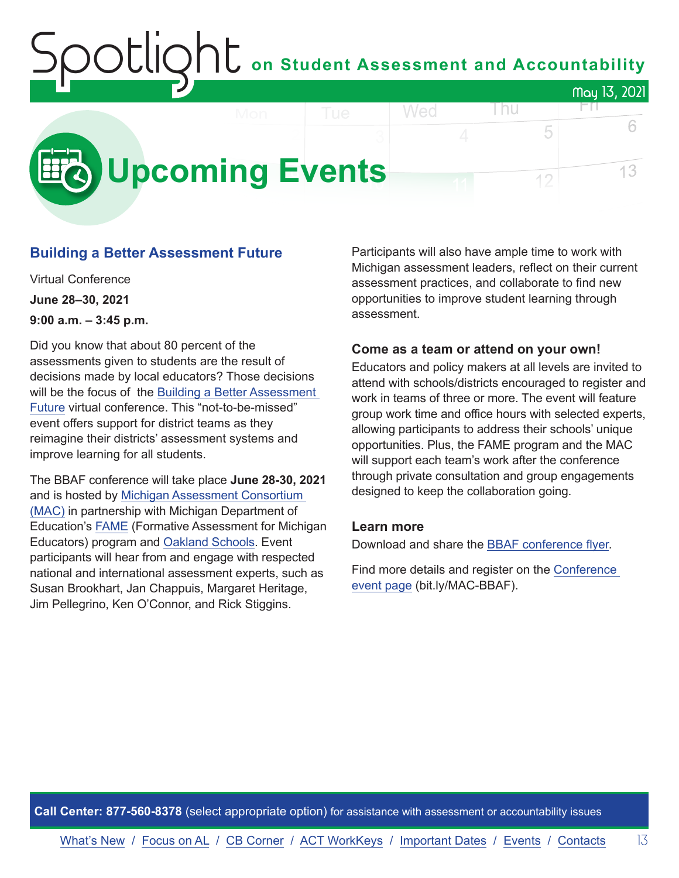# Upcoming Events

## Building a Better Assessment Future

Virtual Conference

**June 28–30, 2021**

**9:00 a.m. – 3:45 p.m.**

Did you know that about 80 percent of the assessments given to students are the result of decisions made by local educators? Those decisions will be the focus of the Building a Better Assessment Future virtual conference. This "not-to-be-missed" event offers support for district teams as they reimagine their districts' assessment systems and improve learning for all students.

The BBAF conference will take place **June 28-30, 2021** and is hosted by Michigan Assessment Consortium (MAC) in partnership with Michigan Department of Education's FAME (Formative Assessment for Michigan Educators) program and Oakland Schools. Event participants will hear from and engage with respected national and international assessment experts, such as Susan Brookhart, Jan Chappuis, Margaret Heritage, Jim Pellegrino, Ken O'Connor, and Rick Stiggins.

Participants will also have ample time to work with Michigan assessment leaders, reflect on their current assessment practices, and collaborate to find new opportunities to improve student learning through assessment.

### Come as a team or attend on your own!

Educators and policy makers at all levels are invited to attend with schools/districts encouraged to register and work in teams of three or more. The event will feature group work time and office hours with selected experts, allowing participants to address their schools' unique opportunities. Plus, the FAME program and the MAC will support each team's work after the conference through private consultation and group engagements designed to keep the collaboration going.

### Learn more

Download and share the BBAF conference flyer.

Find more details and register on the Conference event page (bit.ly/MAC-BBAF).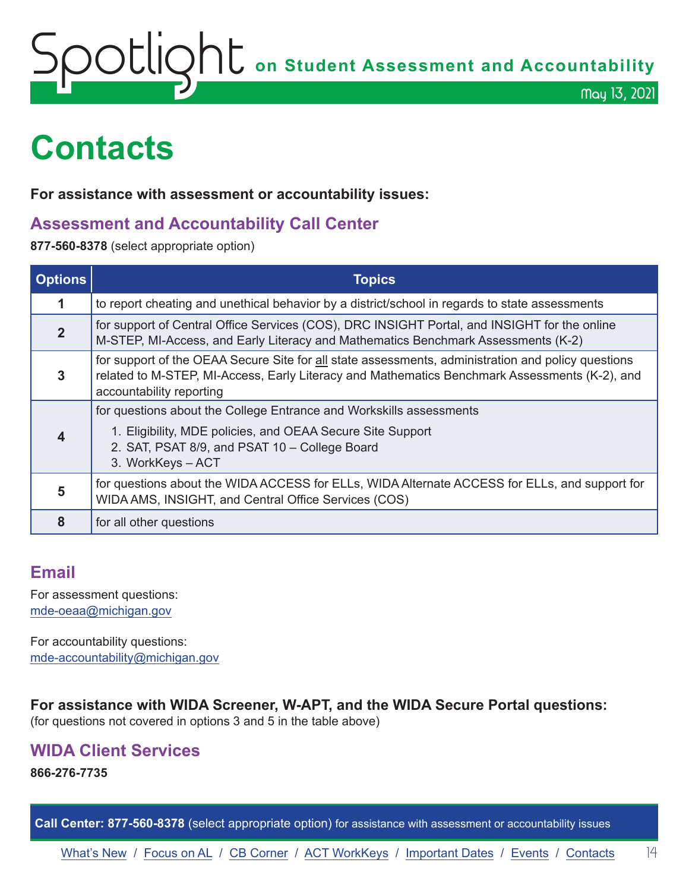# Contacts

**For assistance with assessment or accountability issues:**

## Assessment and Accountability Call Center

**877-560-8378** (select appropriate option)

| Options | Topics |
|---|---|
| **1** | to report cheating and unethical behavior by a district/school in regards to state assessments |
| **2** | for support of Central Office Services (COS), DRC INSIGHT Portal, and INSIGHT for the online M-STEP, MI-Access, and Early Literacy and Mathematics Benchmark Assessments (K-2) |
| **3** | for support of the OEAA Secure Site for all state assessments, administration and policy questions related to M-STEP, MI-Access, Early Literacy and Mathematics Benchmark Assessments (K-2), and accountability reporting |
| **4** | for questions about the College Entrance and Workskills assessments<br>1. Eligibility, MDE policies, and OEAA Secure Site Support<br>2. SAT, PSAT 8/9, and PSAT 10 – College Board<br>3. WorkKeys – ACT |
| **5** | for questions about the WIDA ACCESS for ELLs, WIDA Alternate ACCESS for ELLs, and support for WIDA AMS, INSIGHT, and Central Office Services (COS) |
| **8** | for all other questions |

## Email

For assessment questions:
mde-oeaa@michigan.gov

For accountability questions:
mde-accountability@michigan.gov

**For assistance with WIDA Screener, W-APT, and the WIDA Secure Portal questions:**
(for questions not covered in options 3 and 5 in the table above)

## WIDA Client Services

**866-276-7735**

**Call Center: 877-560-8378** (select appropriate option) for assistance with assessment or accountability issues